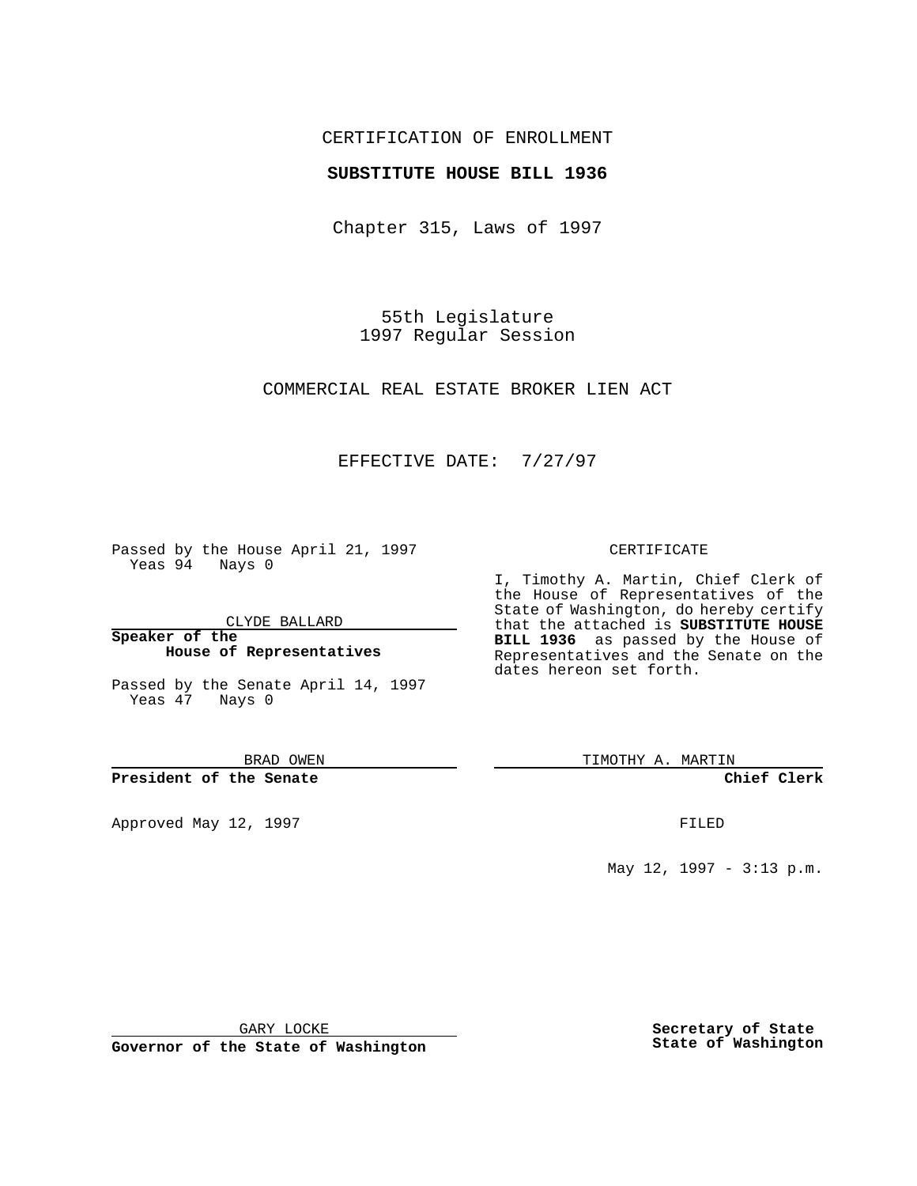CERTIFICATION OF ENROLLMENT

**SUBSTITUTE HOUSE BILL 1936**

Chapter 315, Laws of 1997

55th Legislature
1997 Regular Session

COMMERCIAL REAL ESTATE BROKER LIEN ACT

EFFECTIVE DATE: 7/27/97

Passed by the House April 21, 1997
Yeas 94 Nays 0

CLYDE BALLARD

**Speaker of the House of Representatives**

Passed by the Senate April 14, 1997
Yeas 47 Nays 0

BRAD OWEN

**President of the Senate**

Approved May 12, 1997

GARY LOCKE

**Governor of the State of Washington**

CERTIFICATE

I, Timothy A. Martin, Chief Clerk of the House of Representatives of the State of Washington, do hereby certify that the attached is **SUBSTITUTE HOUSE BILL 1936** as passed by the House of Representatives and the Senate on the dates hereon set forth.

TIMOTHY A. MARTIN

**Chief Clerk**

FILED

May 12, 1997 - 3:13 p.m.

**Secretary of State**
**State of Washington**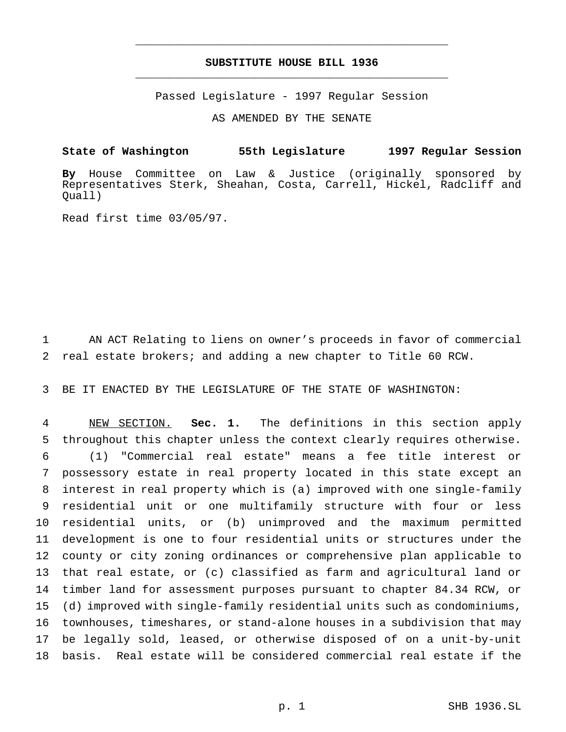# SUBSTITUTE HOUSE BILL 1936

Passed Legislature - 1997 Regular Session

AS AMENDED BY THE SENATE

**State of Washington 55th Legislature 1997 Regular Session**

**By** House Committee on Law & Justice (originally sponsored by Representatives Sterk, Sheahan, Costa, Carrell, Hickel, Radcliff and Quall)

Read first time 03/05/97.

AN ACT Relating to liens on owner's proceeds in favor of commercial real estate brokers; and adding a new chapter to Title 60 RCW.

BE IT ENACTED BY THE LEGISLATURE OF THE STATE OF WASHINGTON:

NEW SECTION. **Sec. 1.** The definitions in this section apply throughout this chapter unless the context clearly requires otherwise.

(1) "Commercial real estate" means a fee title interest or possessory estate in real property located in this state except an interest in real property which is (a) improved with one single-family residential unit or one multifamily structure with four or less residential units, or (b) unimproved and the maximum permitted development is one to four residential units or structures under the county or city zoning ordinances or comprehensive plan applicable to that real estate, or (c) classified as farm and agricultural land or timber land for assessment purposes pursuant to chapter 84.34 RCW, or (d) improved with single-family residential units such as condominiums, townhouses, timeshares, or stand-alone houses in a subdivision that may be legally sold, leased, or otherwise disposed of on a unit-by-unit basis. Real estate will be considered commercial real estate if the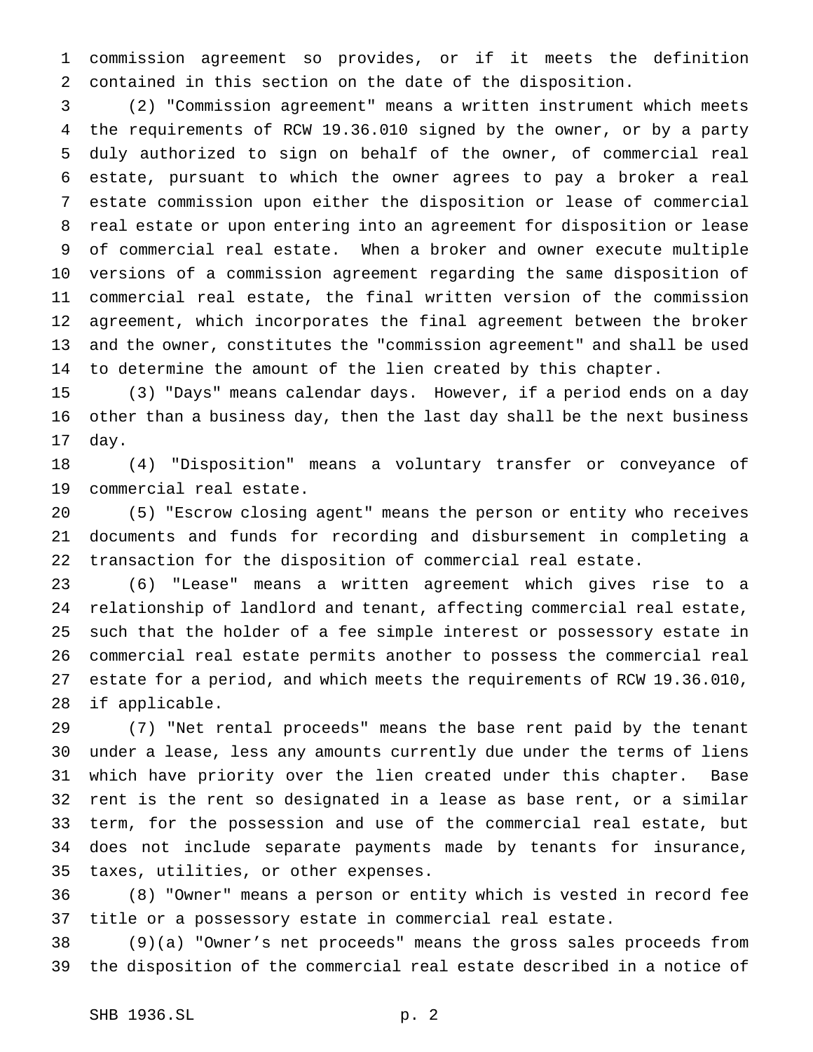commission agreement so provides, or if it meets the definition contained in this section on the date of the disposition.

(2) "Commission agreement" means a written instrument which meets the requirements of RCW 19.36.010 signed by the owner, or by a party duly authorized to sign on behalf of the owner, of commercial real estate, pursuant to which the owner agrees to pay a broker a real estate commission upon either the disposition or lease of commercial real estate or upon entering into an agreement for disposition or lease of commercial real estate. When a broker and owner execute multiple versions of a commission agreement regarding the same disposition of commercial real estate, the final written version of the commission agreement, which incorporates the final agreement between the broker and the owner, constitutes the "commission agreement" and shall be used to determine the amount of the lien created by this chapter.

(3) "Days" means calendar days. However, if a period ends on a day other than a business day, then the last day shall be the next business day.

(4) "Disposition" means a voluntary transfer or conveyance of commercial real estate.

(5) "Escrow closing agent" means the person or entity who receives documents and funds for recording and disbursement in completing a transaction for the disposition of commercial real estate.

(6) "Lease" means a written agreement which gives rise to a relationship of landlord and tenant, affecting commercial real estate, such that the holder of a fee simple interest or possessory estate in commercial real estate permits another to possess the commercial real estate for a period, and which meets the requirements of RCW 19.36.010, if applicable.

(7) "Net rental proceeds" means the base rent paid by the tenant under a lease, less any amounts currently due under the terms of liens which have priority over the lien created under this chapter. Base rent is the rent so designated in a lease as base rent, or a similar term, for the possession and use of the commercial real estate, but does not include separate payments made by tenants for insurance, taxes, utilities, or other expenses.

(8) "Owner" means a person or entity which is vested in record fee title or a possessory estate in commercial real estate.

(9)(a) "Owner's net proceeds" means the gross sales proceeds from the disposition of the commercial real estate described in a notice of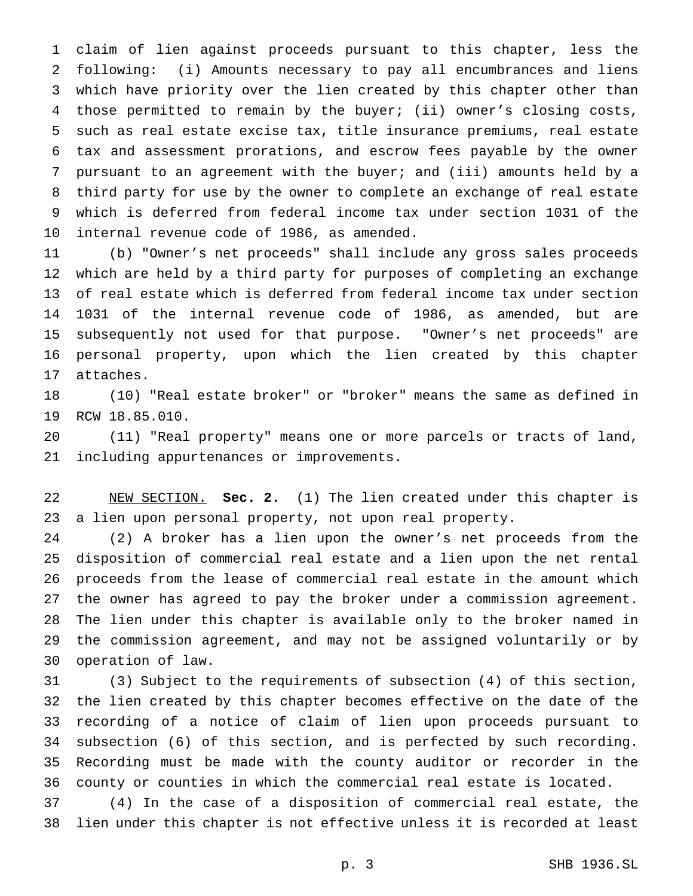claim of lien against proceeds pursuant to this chapter, less the following: (i) Amounts necessary to pay all encumbrances and liens which have priority over the lien created by this chapter other than those permitted to remain by the buyer; (ii) owner's closing costs, such as real estate excise tax, title insurance premiums, real estate tax and assessment prorations, and escrow fees payable by the owner pursuant to an agreement with the buyer; and (iii) amounts held by a third party for use by the owner to complete an exchange of real estate which is deferred from federal income tax under section 1031 of the internal revenue code of 1986, as amended.

(b) "Owner's net proceeds" shall include any gross sales proceeds which are held by a third party for purposes of completing an exchange of real estate which is deferred from federal income tax under section 1031 of the internal revenue code of 1986, as amended, but are subsequently not used for that purpose. "Owner's net proceeds" are personal property, upon which the lien created by this chapter attaches.

(10) "Real estate broker" or "broker" means the same as defined in RCW 18.85.010.

(11) "Real property" means one or more parcels or tracts of land, including appurtenances or improvements.

NEW SECTION. **Sec. 2.** (1) The lien created under this chapter is a lien upon personal property, not upon real property.

(2) A broker has a lien upon the owner's net proceeds from the disposition of commercial real estate and a lien upon the net rental proceeds from the lease of commercial real estate in the amount which the owner has agreed to pay the broker under a commission agreement. The lien under this chapter is available only to the broker named in the commission agreement, and may not be assigned voluntarily or by operation of law.

(3) Subject to the requirements of subsection (4) of this section, the lien created by this chapter becomes effective on the date of the recording of a notice of claim of lien upon proceeds pursuant to subsection (6) of this section, and is perfected by such recording. Recording must be made with the county auditor or recorder in the county or counties in which the commercial real estate is located.

(4) In the case of a disposition of commercial real estate, the lien under this chapter is not effective unless it is recorded at least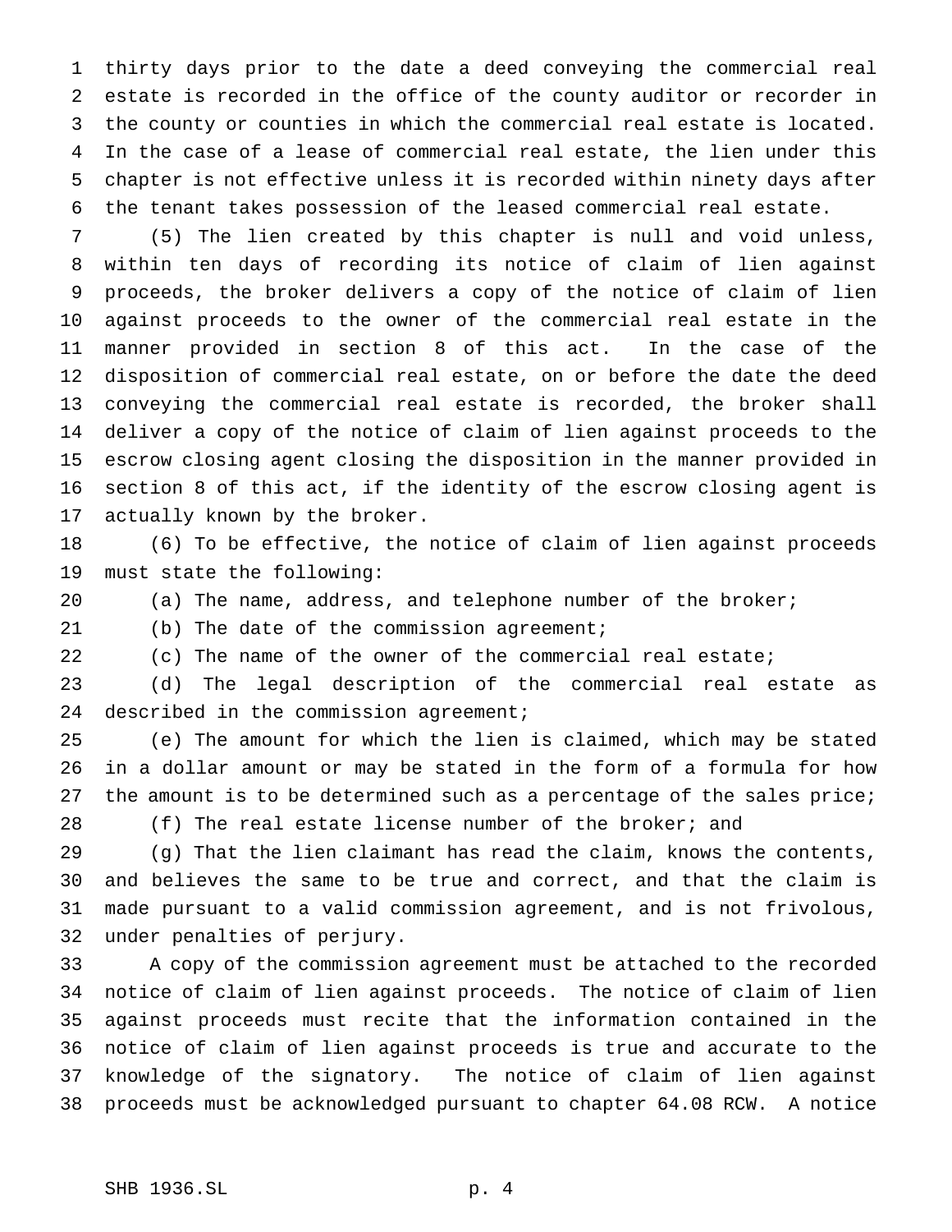thirty days prior to the date a deed conveying the commercial real estate is recorded in the office of the county auditor or recorder in the county or counties in which the commercial real estate is located. In the case of a lease of commercial real estate, the lien under this chapter is not effective unless it is recorded within ninety days after the tenant takes possession of the leased commercial real estate.

(5) The lien created by this chapter is null and void unless, within ten days of recording its notice of claim of lien against proceeds, the broker delivers a copy of the notice of claim of lien against proceeds to the owner of the commercial real estate in the manner provided in section 8 of this act. In the case of the disposition of commercial real estate, on or before the date the deed conveying the commercial real estate is recorded, the broker shall deliver a copy of the notice of claim of lien against proceeds to the escrow closing agent closing the disposition in the manner provided in section 8 of this act, if the identity of the escrow closing agent is actually known by the broker.

(6) To be effective, the notice of claim of lien against proceeds must state the following:

(a) The name, address, and telephone number of the broker;

(b) The date of the commission agreement;

(c) The name of the owner of the commercial real estate;

(d) The legal description of the commercial real estate as described in the commission agreement;

(e) The amount for which the lien is claimed, which may be stated in a dollar amount or may be stated in the form of a formula for how the amount is to be determined such as a percentage of the sales price;

(f) The real estate license number of the broker; and

(g) That the lien claimant has read the claim, knows the contents, and believes the same to be true and correct, and that the claim is made pursuant to a valid commission agreement, and is not frivolous, under penalties of perjury.

A copy of the commission agreement must be attached to the recorded notice of claim of lien against proceeds. The notice of claim of lien against proceeds must recite that the information contained in the notice of claim of lien against proceeds is true and accurate to the knowledge of the signatory. The notice of claim of lien against proceeds must be acknowledged pursuant to chapter 64.08 RCW. A notice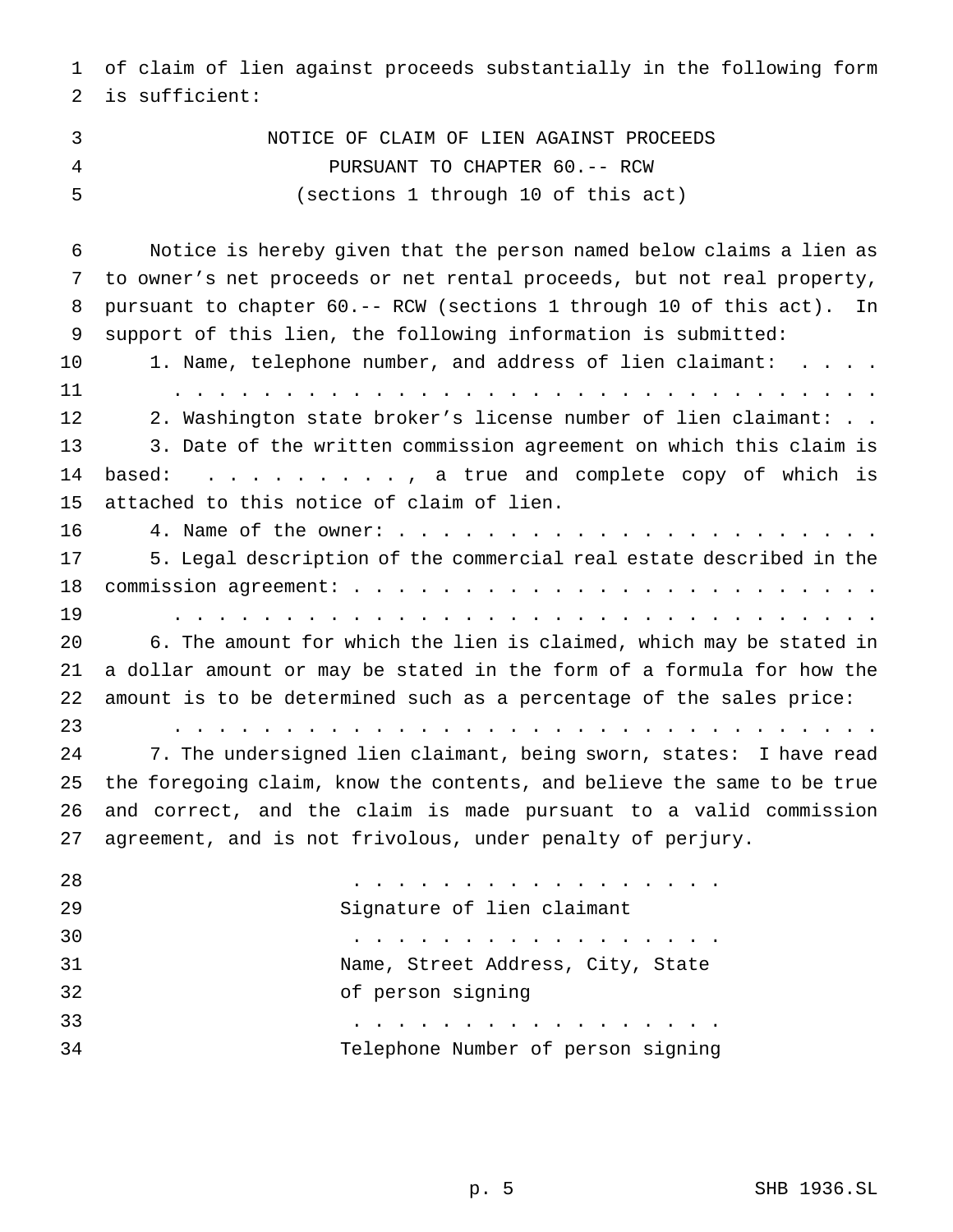of claim of lien against proceeds substantially in the following form is sufficient:

NOTICE OF CLAIM OF LIEN AGAINST PROCEEDS
PURSUANT TO CHAPTER 60.-- RCW
(sections 1 through 10 of this act)

Notice is hereby given that the person named below claims a lien as to owner's net proceeds or net rental proceeds, but not real property, pursuant to chapter 60.-- RCW (sections 1 through 10 of this act). In support of this lien, the following information is submitted:

1. Name, telephone number, and address of lien claimant: . . . . . . . . . . . . . . . . . . . . . . . . . . . . . . . . . . . . . . .

2. Washington state broker's license number of lien claimant: . .

3. Date of the written commission agreement on which this claim is based: . . . . . . . . . . , a true and complete copy of which is attached to this notice of claim of lien.

4. Name of the owner: . . . . . . . . . . . . . . . . . . . . . . .

5. Legal description of the commercial real estate described in the commission agreement: . . . . . . . . . . . . . . . . . . . . . . . . . . . . . . . . . . . . . . . . . . . . . . . . . . . . . . . . . . .

6. The amount for which the lien is claimed, which may be stated in a dollar amount or may be stated in the form of a formula for how the amount is to be determined such as a percentage of the sales price: . . . . . . . . . . . . . . . . . . . . . . . . . . . . . . . . .

7. The undersigned lien claimant, being sworn, states: I have read the foregoing claim, know the contents, and believe the same to be true and correct, and the claim is made pursuant to a valid commission agreement, and is not frivolous, under penalty of perjury.

. . . . . . . . . . . . . . . . . .
Signature of lien claimant

. . . . . . . . . . . . . . . . . .
Name, Street Address, City, State
of person signing

. . . . . . . . . . . . . . . . . .
Telephone Number of person signing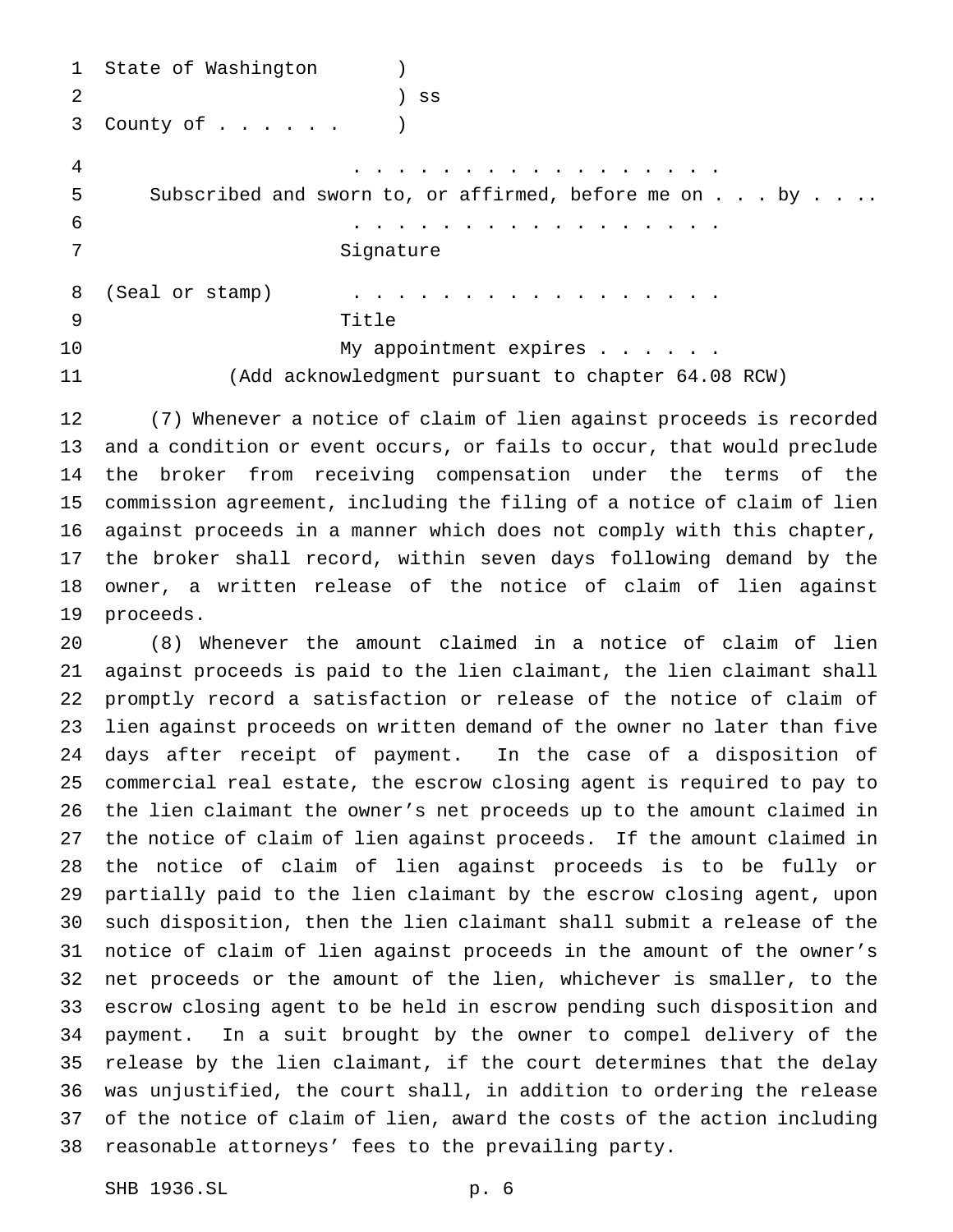State of Washington )
) ss
County of . . . . . . )

. . . . . . . . . . . . . . . . . .

Subscribed and sworn to, or affirmed, before me on . . . by . . . .

. . . . . . . . . . . . . . . . . .

Signature

(Seal or stamp) . . . . . . . . . . . . . . . . . .

Title

My appointment expires . . . . . .

(Add acknowledgment pursuant to chapter 64.08 RCW)

(7) Whenever a notice of claim of lien against proceeds is recorded and a condition or event occurs, or fails to occur, that would preclude the broker from receiving compensation under the terms of the commission agreement, including the filing of a notice of claim of lien against proceeds in a manner which does not comply with this chapter, the broker shall record, within seven days following demand by the owner, a written release of the notice of claim of lien against proceeds.

(8) Whenever the amount claimed in a notice of claim of lien against proceeds is paid to the lien claimant, the lien claimant shall promptly record a satisfaction or release of the notice of claim of lien against proceeds on written demand of the owner no later than five days after receipt of payment. In the case of a disposition of commercial real estate, the escrow closing agent is required to pay to the lien claimant the owner's net proceeds up to the amount claimed in the notice of claim of lien against proceeds. If the amount claimed in the notice of claim of lien against proceeds is to be fully or partially paid to the lien claimant by the escrow closing agent, upon such disposition, then the lien claimant shall submit a release of the notice of claim of lien against proceeds in the amount of the owner's net proceeds or the amount of the lien, whichever is smaller, to the escrow closing agent to be held in escrow pending such disposition and payment. In a suit brought by the owner to compel delivery of the release by the lien claimant, if the court determines that the delay was unjustified, the court shall, in addition to ordering the release of the notice of claim of lien, award the costs of the action including reasonable attorneys' fees to the prevailing party.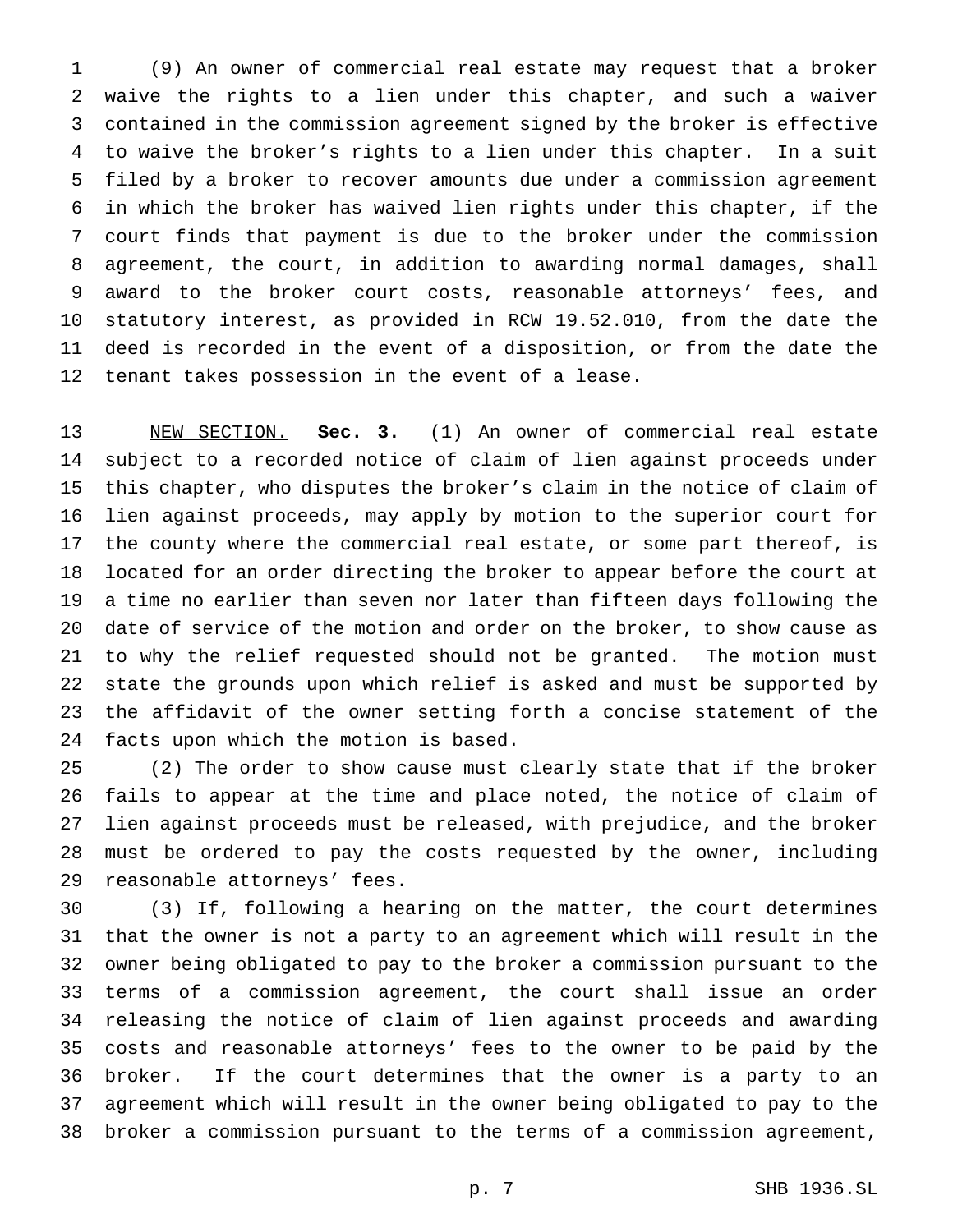(9) An owner of commercial real estate may request that a broker waive the rights to a lien under this chapter, and such a waiver contained in the commission agreement signed by the broker is effective to waive the broker's rights to a lien under this chapter. In a suit filed by a broker to recover amounts due under a commission agreement in which the broker has waived lien rights under this chapter, if the court finds that payment is due to the broker under the commission agreement, the court, in addition to awarding normal damages, shall award to the broker court costs, reasonable attorneys' fees, and statutory interest, as provided in RCW 19.52.010, from the date the deed is recorded in the event of a disposition, or from the date the tenant takes possession in the event of a lease.

NEW SECTION. **Sec. 3.** (1) An owner of commercial real estate subject to a recorded notice of claim of lien against proceeds under this chapter, who disputes the broker's claim in the notice of claim of lien against proceeds, may apply by motion to the superior court for the county where the commercial real estate, or some part thereof, is located for an order directing the broker to appear before the court at a time no earlier than seven nor later than fifteen days following the date of service of the motion and order on the broker, to show cause as to why the relief requested should not be granted. The motion must state the grounds upon which relief is asked and must be supported by the affidavit of the owner setting forth a concise statement of the facts upon which the motion is based.

(2) The order to show cause must clearly state that if the broker fails to appear at the time and place noted, the notice of claim of lien against proceeds must be released, with prejudice, and the broker must be ordered to pay the costs requested by the owner, including reasonable attorneys' fees.

(3) If, following a hearing on the matter, the court determines that the owner is not a party to an agreement which will result in the owner being obligated to pay to the broker a commission pursuant to the terms of a commission agreement, the court shall issue an order releasing the notice of claim of lien against proceeds and awarding costs and reasonable attorneys' fees to the owner to be paid by the broker. If the court determines that the owner is a party to an agreement which will result in the owner being obligated to pay to the broker a commission pursuant to the terms of a commission agreement,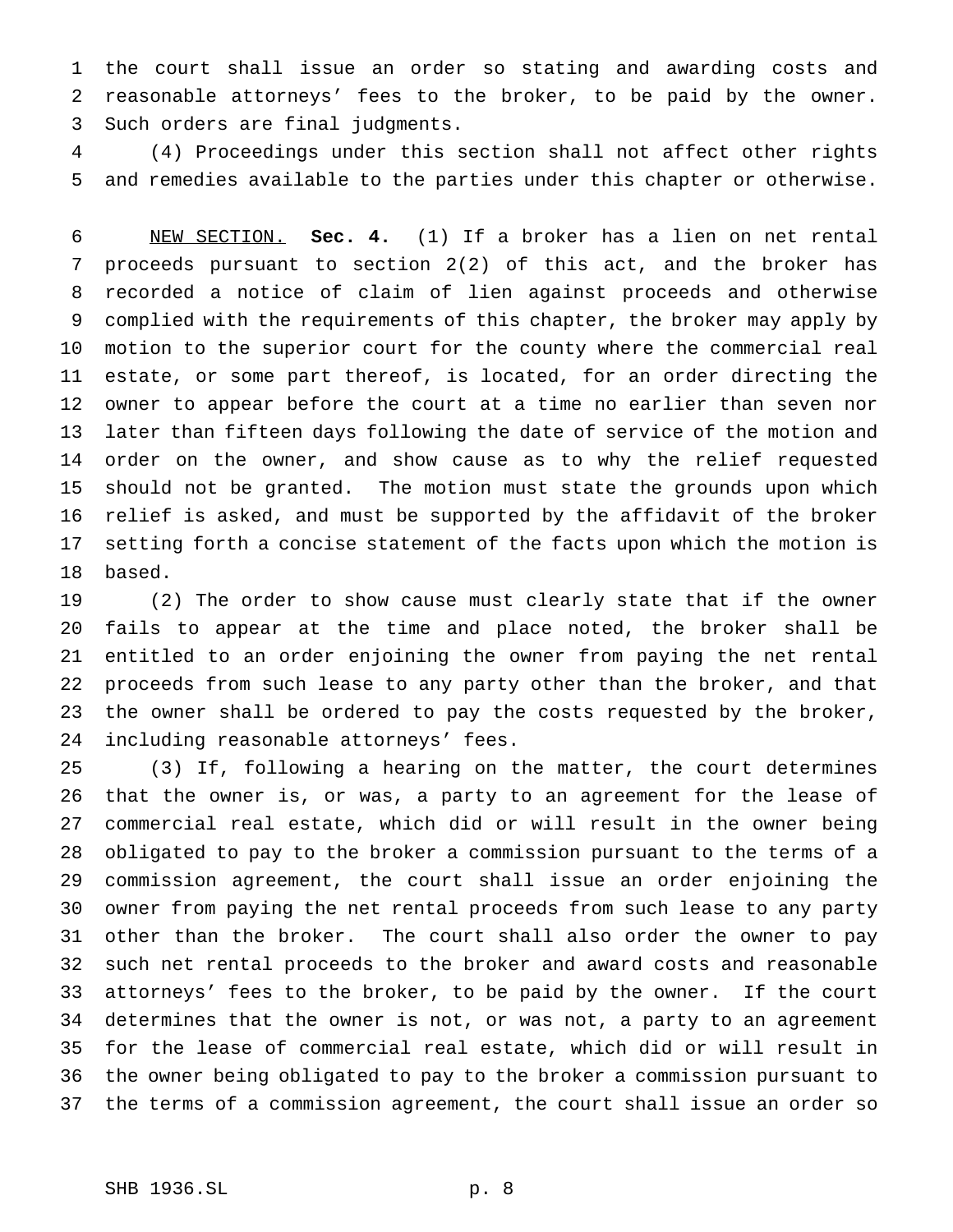the court shall issue an order so stating and awarding costs and reasonable attorneys' fees to the broker, to be paid by the owner. Such orders are final judgments.

(4) Proceedings under this section shall not affect other rights and remedies available to the parties under this chapter or otherwise.

NEW SECTION. **Sec. 4.** (1) If a broker has a lien on net rental proceeds pursuant to section 2(2) of this act, and the broker has recorded a notice of claim of lien against proceeds and otherwise complied with the requirements of this chapter, the broker may apply by motion to the superior court for the county where the commercial real estate, or some part thereof, is located, for an order directing the owner to appear before the court at a time no earlier than seven nor later than fifteen days following the date of service of the motion and order on the owner, and show cause as to why the relief requested should not be granted. The motion must state the grounds upon which relief is asked, and must be supported by the affidavit of the broker setting forth a concise statement of the facts upon which the motion is based.

(2) The order to show cause must clearly state that if the owner fails to appear at the time and place noted, the broker shall be entitled to an order enjoining the owner from paying the net rental proceeds from such lease to any party other than the broker, and that the owner shall be ordered to pay the costs requested by the broker, including reasonable attorneys' fees.

(3) If, following a hearing on the matter, the court determines that the owner is, or was, a party to an agreement for the lease of commercial real estate, which did or will result in the owner being obligated to pay to the broker a commission pursuant to the terms of a commission agreement, the court shall issue an order enjoining the owner from paying the net rental proceeds from such lease to any party other than the broker. The court shall also order the owner to pay such net rental proceeds to the broker and award costs and reasonable attorneys' fees to the broker, to be paid by the owner. If the court determines that the owner is not, or was not, a party to an agreement for the lease of commercial real estate, which did or will result in the owner being obligated to pay to the broker a commission pursuant to the terms of a commission agreement, the court shall issue an order so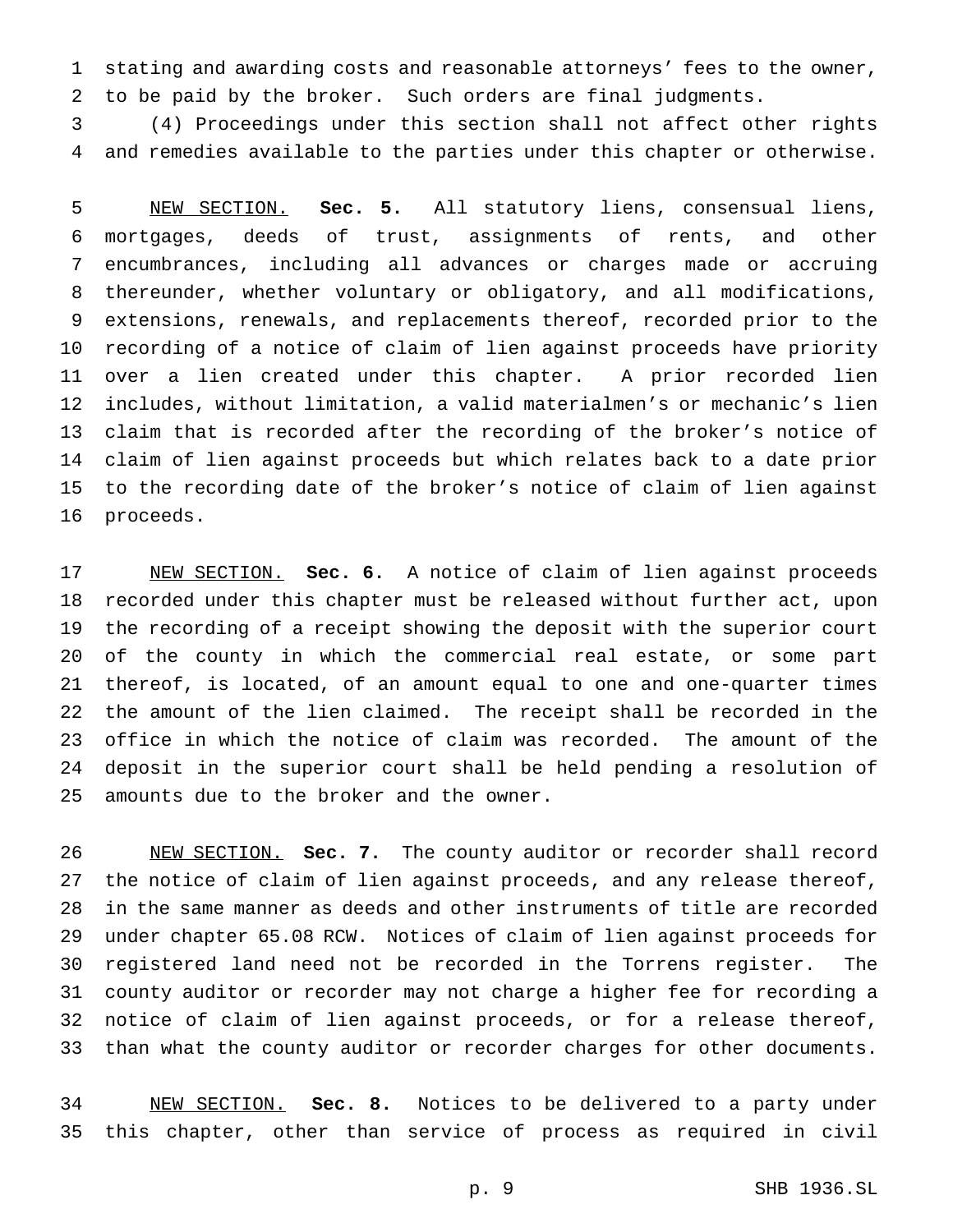stating and awarding costs and reasonable attorneys' fees to the owner, to be paid by the broker. Such orders are final judgments.

(4) Proceedings under this section shall not affect other rights and remedies available to the parties under this chapter or otherwise.

NEW SECTION. **Sec. 5.** All statutory liens, consensual liens, mortgages, deeds of trust, assignments of rents, and other encumbrances, including all advances or charges made or accruing thereunder, whether voluntary or obligatory, and all modifications, extensions, renewals, and replacements thereof, recorded prior to the recording of a notice of claim of lien against proceeds have priority over a lien created under this chapter. A prior recorded lien includes, without limitation, a valid materialmen's or mechanic's lien claim that is recorded after the recording of the broker's notice of claim of lien against proceeds but which relates back to a date prior to the recording date of the broker's notice of claim of lien against proceeds.

NEW SECTION. **Sec. 6.** A notice of claim of lien against proceeds recorded under this chapter must be released without further act, upon the recording of a receipt showing the deposit with the superior court of the county in which the commercial real estate, or some part thereof, is located, of an amount equal to one and one-quarter times the amount of the lien claimed. The receipt shall be recorded in the office in which the notice of claim was recorded. The amount of the deposit in the superior court shall be held pending a resolution of amounts due to the broker and the owner.

NEW SECTION. **Sec. 7.** The county auditor or recorder shall record the notice of claim of lien against proceeds, and any release thereof, in the same manner as deeds and other instruments of title are recorded under chapter 65.08 RCW. Notices of claim of lien against proceeds for registered land need not be recorded in the Torrens register. The county auditor or recorder may not charge a higher fee for recording a notice of claim of lien against proceeds, or for a release thereof, than what the county auditor or recorder charges for other documents.

NEW SECTION. **Sec. 8.** Notices to be delivered to a party under this chapter, other than service of process as required in civil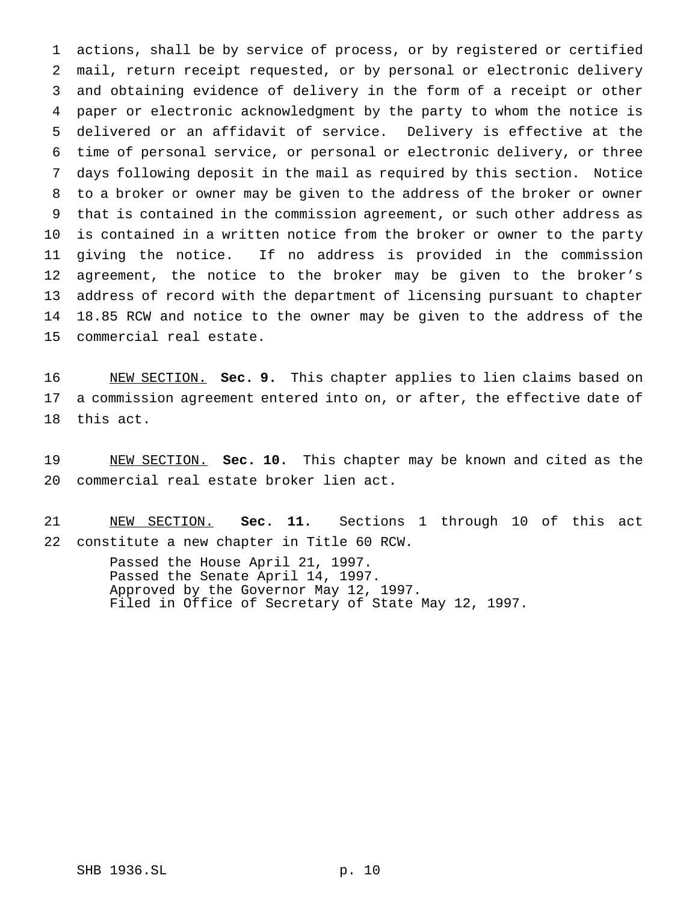actions, shall be by service of process, or by registered or certified mail, return receipt requested, or by personal or electronic delivery and obtaining evidence of delivery in the form of a receipt or other paper or electronic acknowledgment by the party to whom the notice is delivered or an affidavit of service. Delivery is effective at the time of personal service, or personal or electronic delivery, or three days following deposit in the mail as required by this section. Notice to a broker or owner may be given to the address of the broker or owner that is contained in the commission agreement, or such other address as is contained in a written notice from the broker or owner to the party giving the notice. If no address is provided in the commission agreement, the notice to the broker may be given to the broker's address of record with the department of licensing pursuant to chapter 18.85 RCW and notice to the owner may be given to the address of the commercial real estate.

NEW SECTION. **Sec. 9.** This chapter applies to lien claims based on a commission agreement entered into on, or after, the effective date of this act.

NEW SECTION. **Sec. 10.** This chapter may be known and cited as the commercial real estate broker lien act.

NEW SECTION. **Sec. 11.** Sections 1 through 10 of this act constitute a new chapter in Title 60 RCW.

Passed the House April 21, 1997.
Passed the Senate April 14, 1997.
Approved by the Governor May 12, 1997.
Filed in Office of Secretary of State May 12, 1997.